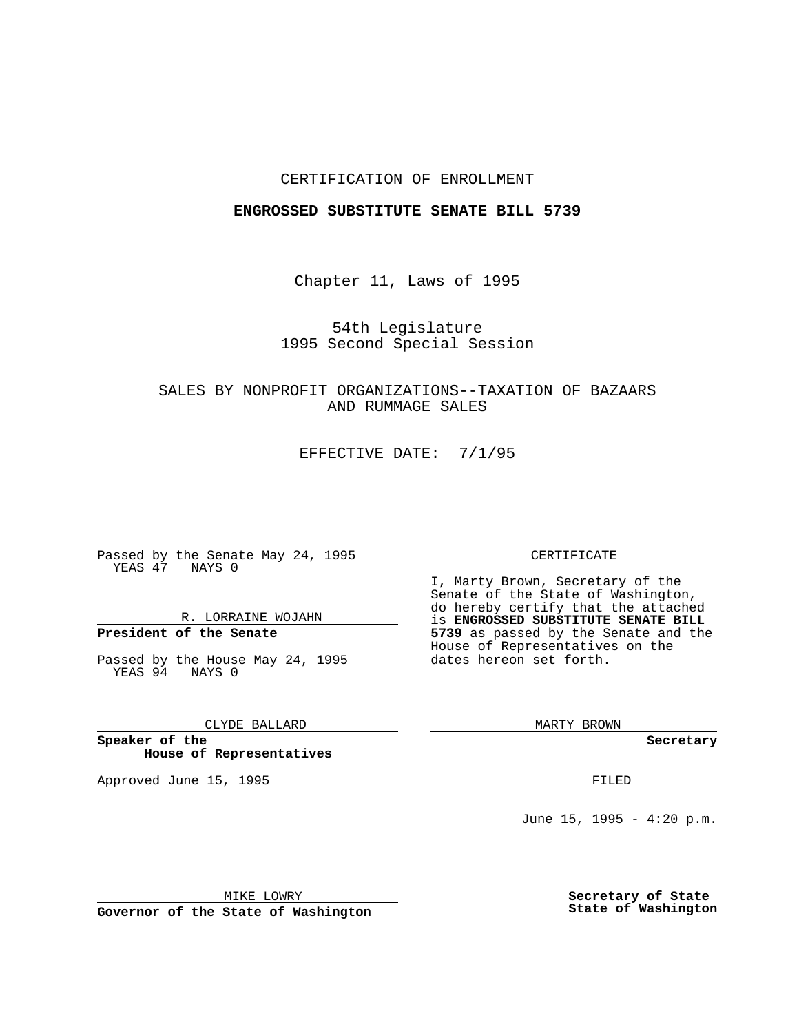CERTIFICATION OF ENROLLMENT

**ENGROSSED SUBSTITUTE SENATE BILL 5739**

Chapter 11, Laws of 1995

54th Legislature
1995 Second Special Session

SALES BY NONPROFIT ORGANIZATIONS--TAXATION OF BAZAARS AND RUMMAGE SALES

EFFECTIVE DATE: 7/1/95

Passed by the Senate May 24, 1995
YEAS 47 NAYS 0

R. LORRAINE WOJAHN

**President of the Senate**

Passed by the House May 24, 1995
YEAS 94 NAYS 0

CLYDE BALLARD

**Speaker of the House of Representatives**

Approved June 15, 1995

MIKE LOWRY

**Governor of the State of Washington**

CERTIFICATE

I, Marty Brown, Secretary of the Senate of the State of Washington, do hereby certify that the attached is **ENGROSSED SUBSTITUTE SENATE BILL 5739** as passed by the Senate and the House of Representatives on the dates hereon set forth.

MARTY BROWN

**Secretary**

FILED

June 15, 1995 - 4:20 p.m.

**Secretary of State**
**State of Washington**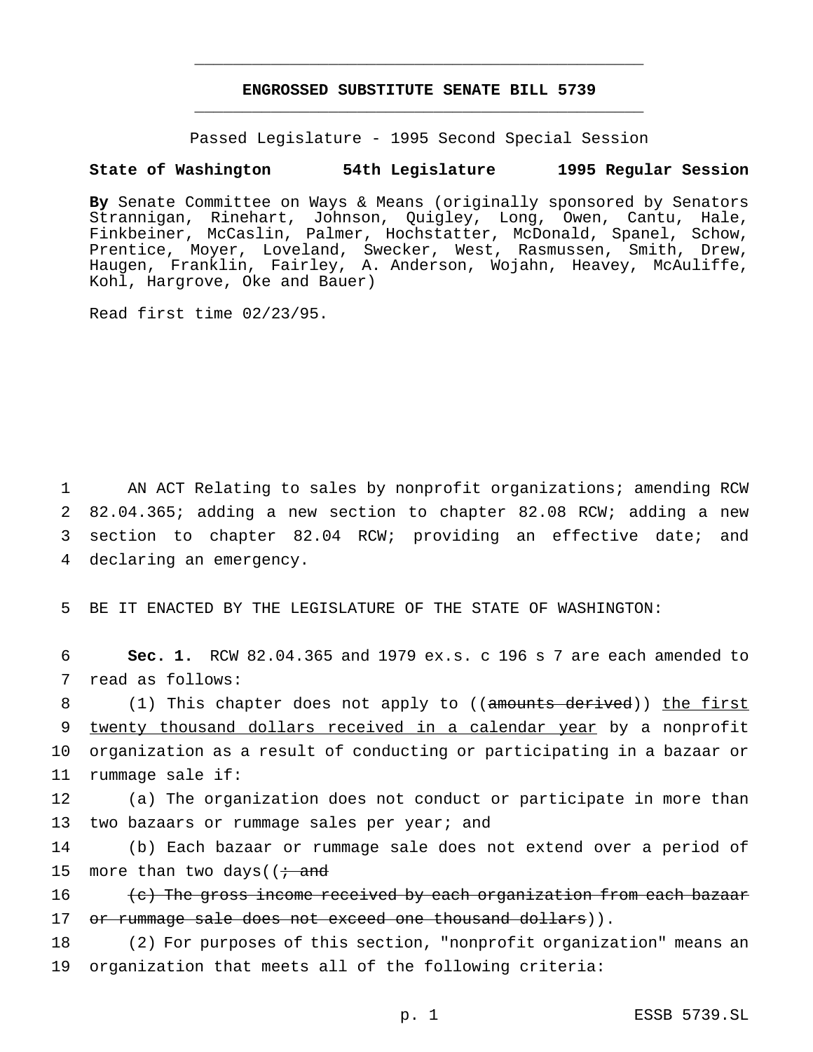# ENGROSSED SUBSTITUTE SENATE BILL 5739

Passed Legislature - 1995 Second Special Session

**State of Washington 54th Legislature 1995 Regular Session**

**By** Senate Committee on Ways & Means (originally sponsored by Senators Strannigan, Rinehart, Johnson, Quigley, Long, Owen, Cantu, Hale, Finkbeiner, McCaslin, Palmer, Hochstatter, McDonald, Spanel, Schow, Prentice, Moyer, Loveland, Swecker, West, Rasmussen, Smith, Drew, Haugen, Franklin, Fairley, A. Anderson, Wojahn, Heavey, McAuliffe, Kohl, Hargrove, Oke and Bauer)

Read first time 02/23/95.

1 AN ACT Relating to sales by nonprofit organizations; amending RCW
2 82.04.365; adding a new section to chapter 82.08 RCW; adding a new
3 section to chapter 82.04 RCW; providing an effective date; and
4 declaring an emergency.

5 BE IT ENACTED BY THE LEGISLATURE OF THE STATE OF WASHINGTON:

6 **Sec. 1.** RCW 82.04.365 and 1979 ex.s. c 196 s 7 are each amended to
7 read as follows:

8 (1) This chapter does not apply to ((~~amounts derived~~)) <u>the first</u>
9 <u>twenty thousand dollars received in a calendar year</u> by a nonprofit
10 organization as a result of conducting or participating in a bazaar or
11 rummage sale if:

12 (a) The organization does not conduct or participate in more than
13 two bazaars or rummage sales per year; and

14 (b) Each bazaar or rummage sale does not extend over a period of
15 more than two days((~~; and~~

16 ~~(c) The gross income received by each organization from each bazaar~~
17 ~~or rummage sale does not exceed one thousand dollars~~)).

18 (2) For purposes of this section, "nonprofit organization" means an
19 organization that meets all of the following criteria: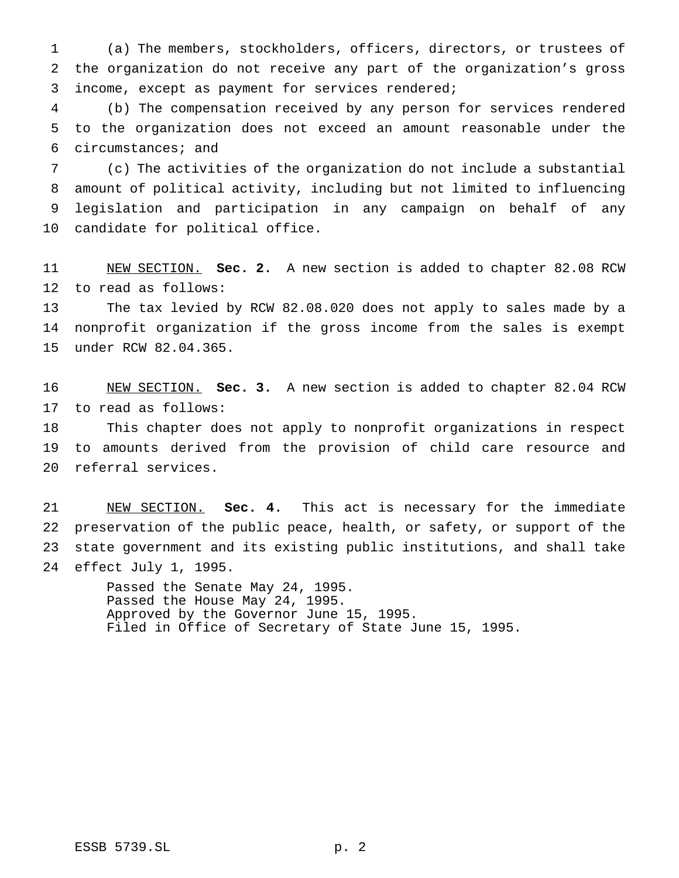(a) The members, stockholders, officers, directors, or trustees of the organization do not receive any part of the organization's gross income, except as payment for services rendered;

(b) The compensation received by any person for services rendered to the organization does not exceed an amount reasonable under the circumstances; and

(c) The activities of the organization do not include a substantial amount of political activity, including but not limited to influencing legislation and participation in any campaign on behalf of any candidate for political office.

NEW SECTION. **Sec. 2.** A new section is added to chapter 82.08 RCW to read as follows:

The tax levied by RCW 82.08.020 does not apply to sales made by a nonprofit organization if the gross income from the sales is exempt under RCW 82.04.365.

NEW SECTION. **Sec. 3.** A new section is added to chapter 82.04 RCW to read as follows:

This chapter does not apply to nonprofit organizations in respect to amounts derived from the provision of child care resource and referral services.

NEW SECTION. **Sec. 4.** This act is necessary for the immediate preservation of the public peace, health, or safety, or support of the state government and its existing public institutions, and shall take effect July 1, 1995.

Passed the Senate May 24, 1995.
Passed the House May 24, 1995.
Approved by the Governor June 15, 1995.
Filed in Office of Secretary of State June 15, 1995.